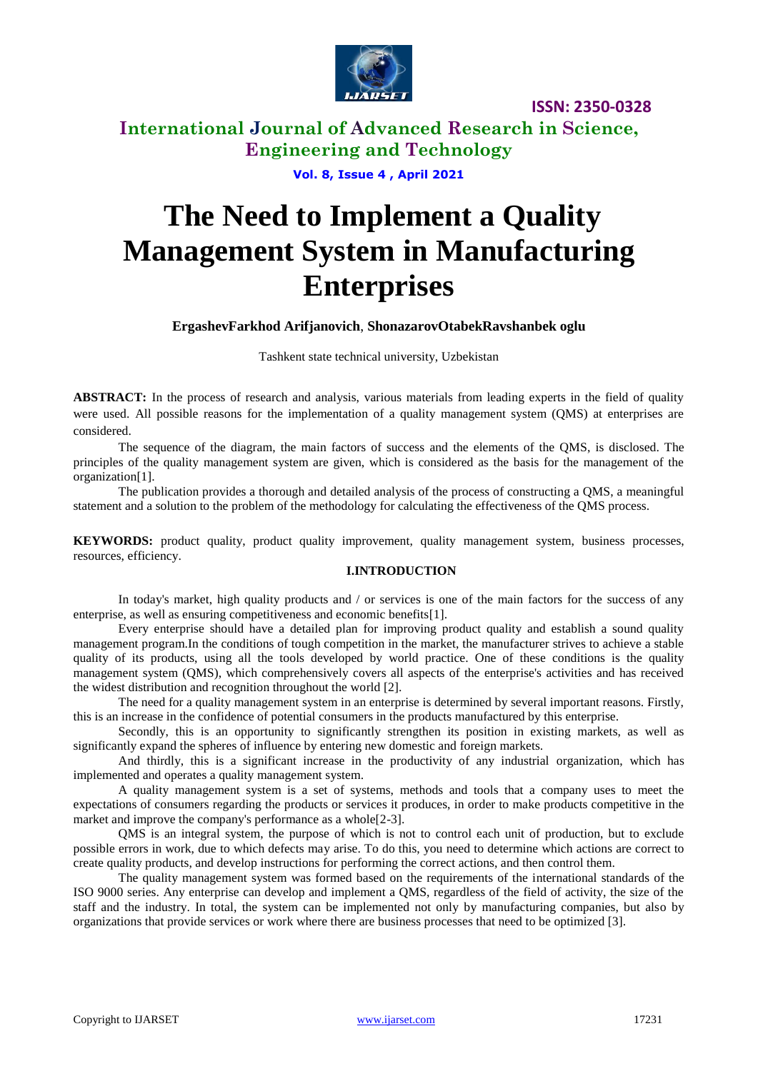# The Need to Implement a Quality Management System in Manufacturing Enterprises

**ErgashevFarkhod Arifjanovich**, **ShonazarovOtabekRavshanbek oglu**

Tashkent state technical university, Uzbekistan

**ABSTRACT:** In the process of research and analysis, various materials from leading experts in the field of quality were used. All possible reasons for the implementation of a quality management system (QMS) at enterprises are considered.

The sequence of the diagram, the main factors of success and the elements of the QMS, is disclosed. The principles of the quality management system are given, which is considered as the basis for the management of the organization[1].

The publication provides a thorough and detailed analysis of the process of constructing a QMS, a meaningful statement and a solution to the problem of the methodology for calculating the effectiveness of the QMS process.

**KEYWORDS:** product quality, product quality improvement, quality management system, business processes, resources, efficiency.

## I.INTRODUCTION

In today's market, high quality products and / or services is one of the main factors for the success of any enterprise, as well as ensuring competitiveness and economic benefits[1].

Every enterprise should have a detailed plan for improving product quality and establish a sound quality management program.In the conditions of tough competition in the market, the manufacturer strives to achieve a stable quality of its products, using all the tools developed by world practice. One of these conditions is the quality management system (QMS), which comprehensively covers all aspects of the enterprise's activities and has received the widest distribution and recognition throughout the world [2].

The need for a quality management system in an enterprise is determined by several important reasons. Firstly, this is an increase in the confidence of potential consumers in the products manufactured by this enterprise.

Secondly, this is an opportunity to significantly strengthen its position in existing markets, as well as significantly expand the spheres of influence by entering new domestic and foreign markets.

And thirdly, this is a significant increase in the productivity of any industrial organization, which has implemented and operates a quality management system.

A quality management system is a set of systems, methods and tools that a company uses to meet the expectations of consumers regarding the products or services it produces, in order to make products competitive in the market and improve the company's performance as a whole[2-3].

QMS is an integral system, the purpose of which is not to control each unit of production, but to exclude possible errors in work, due to which defects may arise. To do this, you need to determine which actions are correct to create quality products, and develop instructions for performing the correct actions, and then control them.

The quality management system was formed based on the requirements of the international standards of the ISO 9000 series. Any enterprise can develop and implement a QMS, regardless of the field of activity, the size of the staff and the industry. In total, the system can be implemented not only by manufacturing companies, but also by organizations that provide services or work where there are business processes that need to be optimized [3].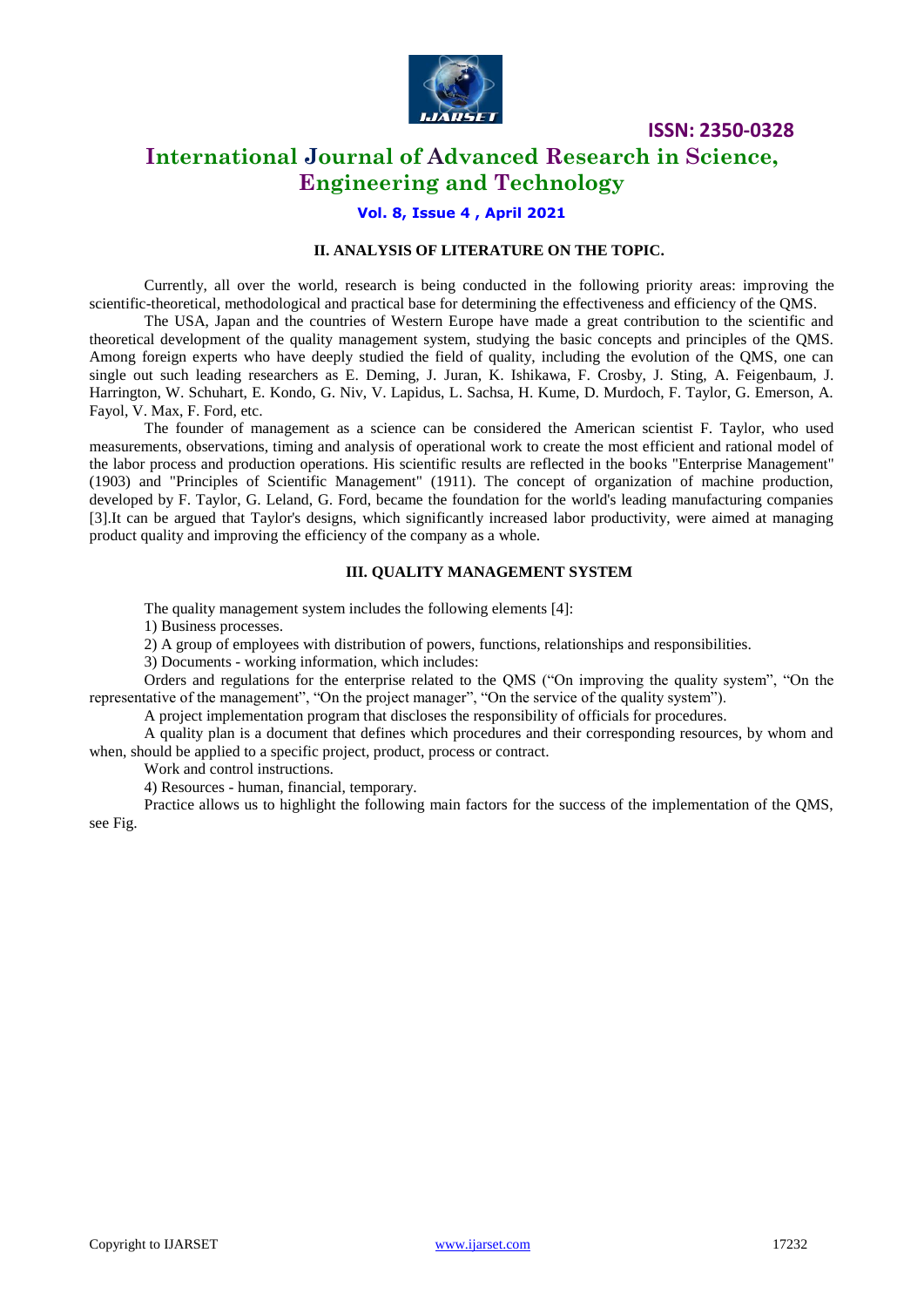## II. ANALYSIS OF LITERATURE ON THE TOPIC.

Currently, all over the world, research is being conducted in the following priority areas: improving the scientific-theoretical, methodological and practical base for determining the effectiveness and efficiency of the QMS.

The USA, Japan and the countries of Western Europe have made a great contribution to the scientific and theoretical development of the quality management system, studying the basic concepts and principles of the QMS. Among foreign experts who have deeply studied the field of quality, including the evolution of the QMS, one can single out such leading researchers as E. Deming, J. Juran, K. Ishikawa, F. Crosby, J. Sting, A. Feigenbaum, J. Harrington, W. Schuhart, E. Kondo, G. Niv, V. Lapidus, L. Sachsa, H. Kume, D. Murdoch, F. Taylor, G. Emerson, A. Fayol, V. Max, F. Ford, etc.

The founder of management as a science can be considered the American scientist F. Taylor, who used measurements, observations, timing and analysis of operational work to create the most efficient and rational model of the labor process and production operations. His scientific results are reflected in the books "Enterprise Management" (1903) and "Principles of Scientific Management" (1911). The concept of organization of machine production, developed by F. Taylor, G. Leland, G. Ford, became the foundation for the world's leading manufacturing companies [3].It can be argued that Taylor's designs, which significantly increased labor productivity, were aimed at managing product quality and improving the efficiency of the company as a whole.

## III. QUALITY MANAGEMENT SYSTEM

The quality management system includes the following elements [4]:

1) Business processes.

2) A group of employees with distribution of powers, functions, relationships and responsibilities.

3) Documents - working information, which includes:

Orders and regulations for the enterprise related to the QMS ("On improving the quality system", "On the representative of the management", "On the project manager", "On the service of the quality system").

A project implementation program that discloses the responsibility of officials for procedures.

A quality plan is a document that defines which procedures and their corresponding resources, by whom and when, should be applied to a specific project, product, process or contract.

Work and control instructions.

4) Resources - human, financial, temporary.

Practice allows us to highlight the following main factors for the success of the implementation of the QMS, see Fig.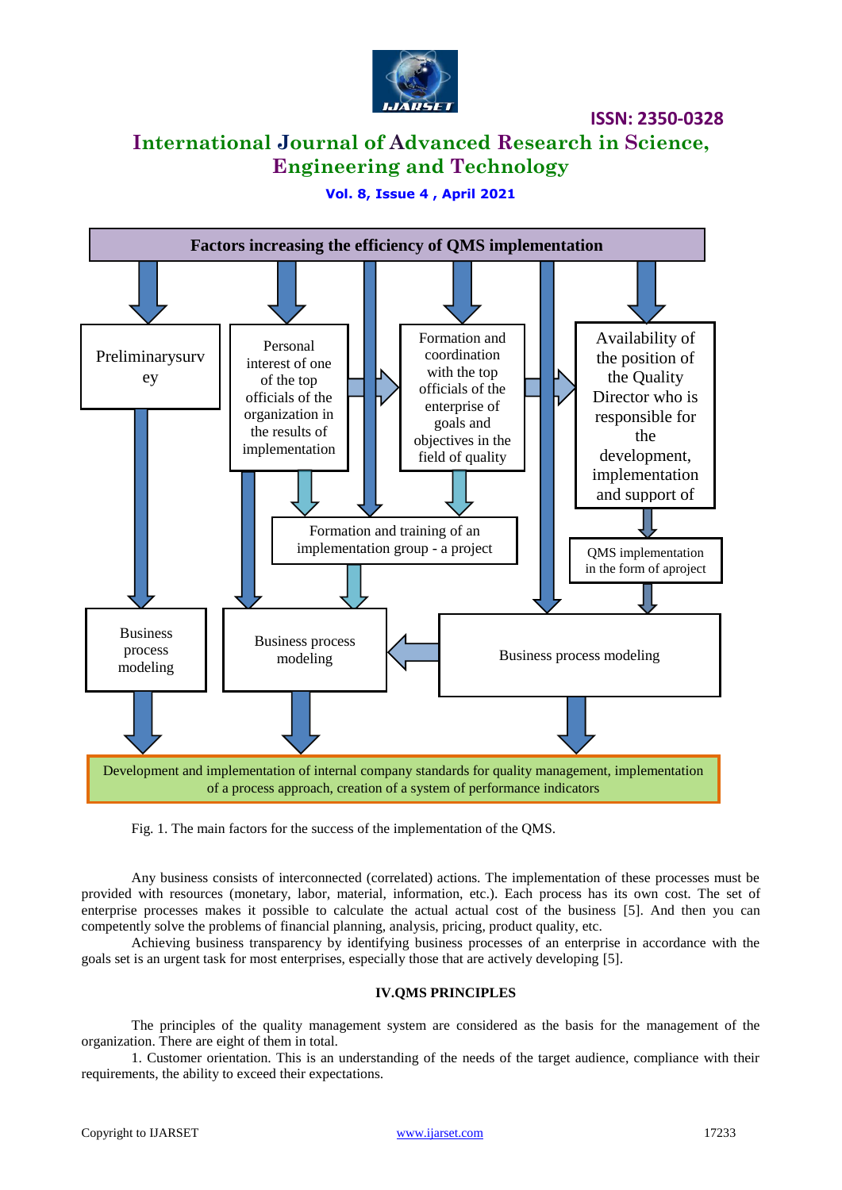Factors increasing the efficiency of QMS implementation

Preliminarysurv ey

Personal interest of one of the top officials of the organization in the results of implementation

Formation and coordination with the top officials of the enterprise of goals and objectives in the field of quality

Availability of the position of the Quality Director who is responsible for the development, implementation and support of

Formation and training of an implementation group - a project

QMS implementation in the form of aproject

Business process modeling

Business process modeling

Business process modeling

Development and implementation of internal company standards for quality management, implementation of a process approach, creation of a system of performance indicators

Fig. 1. The main factors for the success of the implementation of the QMS.

Any business consists of interconnected (correlated) actions. The implementation of these processes must be provided with resources (monetary, labor, material, information, etc.). Each process has its own cost. The set of enterprise processes makes it possible to calculate the actual actual cost of the business [5]. And then you can competently solve the problems of financial planning, analysis, pricing, product quality, etc.

Achieving business transparency by identifying business processes of an enterprise in accordance with the goals set is an urgent task for most enterprises, especially those that are actively developing [5].

## IV.QMS PRINCIPLES

The principles of the quality management system are considered as the basis for the management of the organization. There are eight of them in total.

1. Customer orientation. This is an understanding of the needs of the target audience, compliance with their requirements, the ability to exceed their expectations.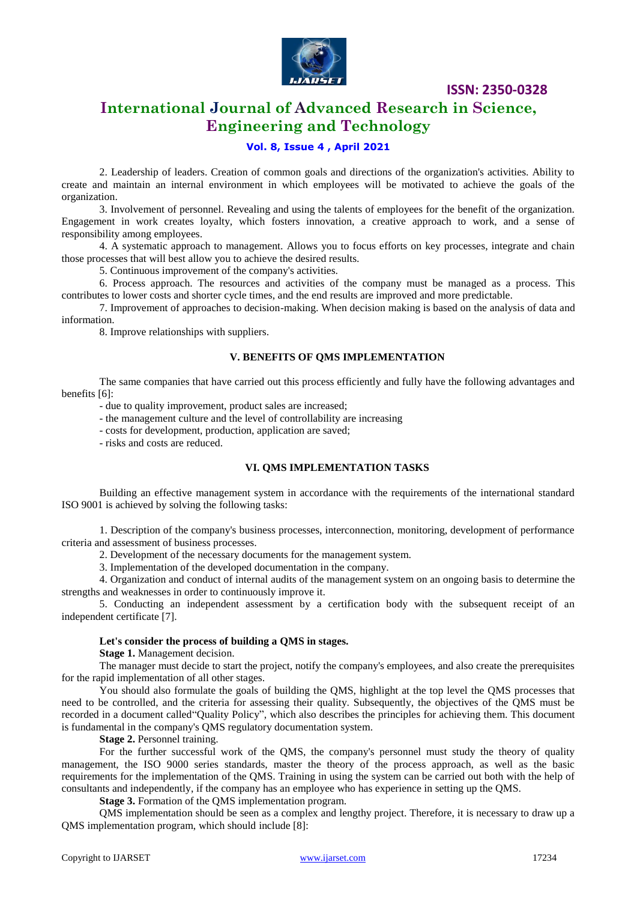2. Leadership of leaders. Creation of common goals and directions of the organization's activities. Ability to create and maintain an internal environment in which employees will be motivated to achieve the goals of the organization.

3. Involvement of personnel. Revealing and using the talents of employees for the benefit of the organization. Engagement in work creates loyalty, which fosters innovation, a creative approach to work, and a sense of responsibility among employees.

4. A systematic approach to management. Allows you to focus efforts on key processes, integrate and chain those processes that will best allow you to achieve the desired results.

5. Continuous improvement of the company's activities.

6. Process approach. The resources and activities of the company must be managed as a process. This contributes to lower costs and shorter cycle times, and the end results are improved and more predictable.

7. Improvement of approaches to decision-making. When decision making is based on the analysis of data and information.

8. Improve relationships with suppliers.

## V. BENEFITS OF QMS IMPLEMENTATION

The same companies that have carried out this process efficiently and fully have the following advantages and benefits [6]:

- due to quality improvement, product sales are increased;
- the management culture and the level of controllability are increasing
- costs for development, production, application are saved;
- risks and costs are reduced.

## VI. QMS IMPLEMENTATION TASKS

Building an effective management system in accordance with the requirements of the international standard ISO 9001 is achieved by solving the following tasks:

1. Description of the company's business processes, interconnection, monitoring, development of performance criteria and assessment of business processes.

2. Development of the necessary documents for the management system.

3. Implementation of the developed documentation in the company.

4. Organization and conduct of internal audits of the management system on an ongoing basis to determine the strengths and weaknesses in order to continuously improve it.

5. Conducting an independent assessment by a certification body with the subsequent receipt of an independent certificate [7].

**Let's consider the process of building a QMS in stages.**

**Stage 1.** Management decision.

The manager must decide to start the project, notify the company's employees, and also create the prerequisites for the rapid implementation of all other stages.

You should also formulate the goals of building the QMS, highlight at the top level the QMS processes that need to be controlled, and the criteria for assessing their quality. Subsequently, the objectives of the QMS must be recorded in a document called"Quality Policy", which also describes the principles for achieving them. This document is fundamental in the company's QMS regulatory documentation system.

**Stage 2.** Personnel training.

For the further successful work of the QMS, the company's personnel must study the theory of quality management, the ISO 9000 series standards, master the theory of the process approach, as well as the basic requirements for the implementation of the QMS. Training in using the system can be carried out both with the help of consultants and independently, if the company has an employee who has experience in setting up the QMS.

**Stage 3.** Formation of the QMS implementation program.

QMS implementation should be seen as a complex and lengthy project. Therefore, it is necessary to draw up a QMS implementation program, which should include [8]: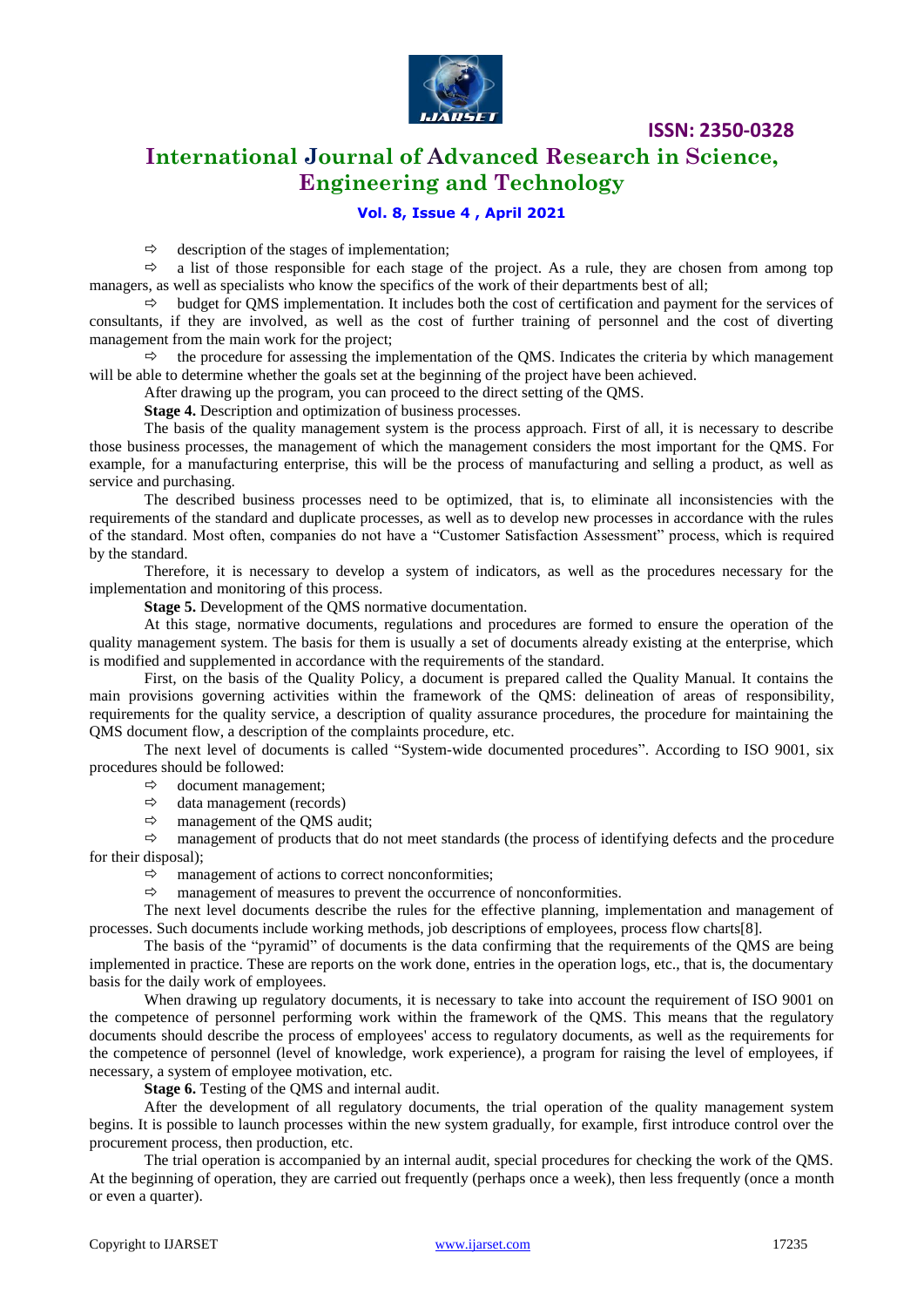- description of the stages of implementation;
- a list of those responsible for each stage of the project. As a rule, they are chosen from among top managers, as well as specialists who know the specifics of the work of their departments best of all;
- budget for QMS implementation. It includes both the cost of certification and payment for the services of consultants, if they are involved, as well as the cost of further training of personnel and the cost of diverting management from the main work for the project;
- the procedure for assessing the implementation of the QMS. Indicates the criteria by which management will be able to determine whether the goals set at the beginning of the project have been achieved.

After drawing up the program, you can proceed to the direct setting of the QMS.

**Stage 4.** Description and optimization of business processes.

The basis of the quality management system is the process approach. First of all, it is necessary to describe those business processes, the management of which the management considers the most important for the QMS. For example, for a manufacturing enterprise, this will be the process of manufacturing and selling a product, as well as service and purchasing.

The described business processes need to be optimized, that is, to eliminate all inconsistencies with the requirements of the standard and duplicate processes, as well as to develop new processes in accordance with the rules of the standard. Most often, companies do not have a "Customer Satisfaction Assessment" process, which is required by the standard.

Therefore, it is necessary to develop a system of indicators, as well as the procedures necessary for the implementation and monitoring of this process.

**Stage 5.** Development of the QMS normative documentation.

At this stage, normative documents, regulations and procedures are formed to ensure the operation of the quality management system. The basis for them is usually a set of documents already existing at the enterprise, which is modified and supplemented in accordance with the requirements of the standard.

First, on the basis of the Quality Policy, a document is prepared called the Quality Manual. It contains the main provisions governing activities within the framework of the QMS: delineation of areas of responsibility, requirements for the quality service, a description of quality assurance procedures, the procedure for maintaining the QMS document flow, a description of the complaints procedure, etc.

The next level of documents is called "System-wide documented procedures". According to ISO 9001, six procedures should be followed:

- document management;
- data management (records)
- management of the QMS audit;
- management of products that do not meet standards (the process of identifying defects and the procedure for their disposal);
- management of actions to correct nonconformities;
- management of measures to prevent the occurrence of nonconformities.

The next level documents describe the rules for the effective planning, implementation and management of processes. Such documents include working methods, job descriptions of employees, process flow charts[8].

The basis of the "pyramid" of documents is the data confirming that the requirements of the QMS are being implemented in practice. These are reports on the work done, entries in the operation logs, etc., that is, the documentary basis for the daily work of employees.

When drawing up regulatory documents, it is necessary to take into account the requirement of ISO 9001 on the competence of personnel performing work within the framework of the QMS. This means that the regulatory documents should describe the process of employees' access to regulatory documents, as well as the requirements for the competence of personnel (level of knowledge, work experience), a program for raising the level of employees, if necessary, a system of employee motivation, etc.

**Stage 6.** Testing of the QMS and internal audit.

After the development of all regulatory documents, the trial operation of the quality management system begins. It is possible to launch processes within the new system gradually, for example, first introduce control over the procurement process, then production, etc.

The trial operation is accompanied by an internal audit, special procedures for checking the work of the QMS. At the beginning of operation, they are carried out frequently (perhaps once a week), then less frequently (once a month or even a quarter).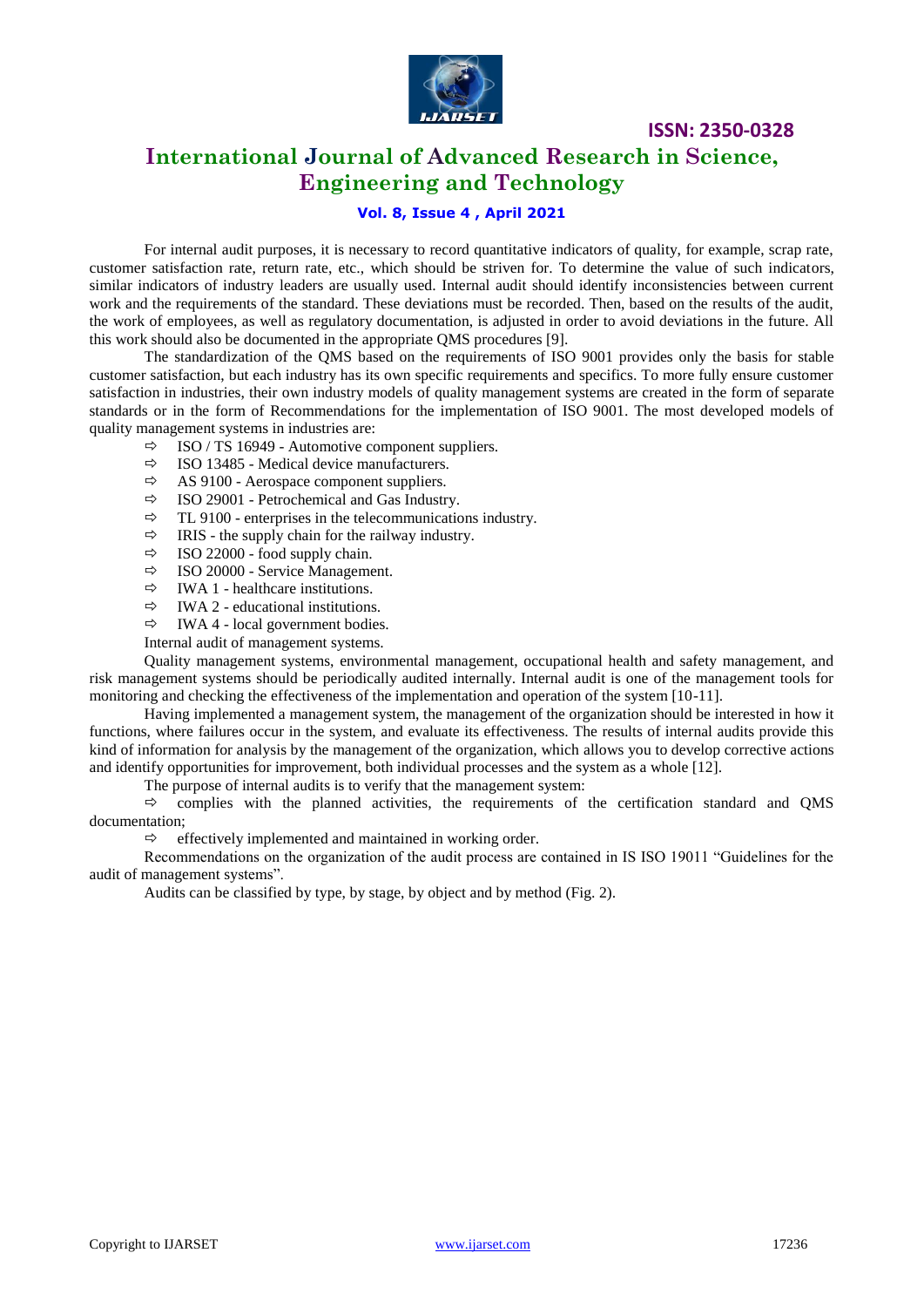For internal audit purposes, it is necessary to record quantitative indicators of quality, for example, scrap rate, customer satisfaction rate, return rate, etc., which should be striven for. To determine the value of such indicators, similar indicators of industry leaders are usually used. Internal audit should identify inconsistencies between current work and the requirements of the standard. These deviations must be recorded. Then, based on the results of the audit, the work of employees, as well as regulatory documentation, is adjusted in order to avoid deviations in the future. All this work should also be documented in the appropriate QMS procedures [9].

The standardization of the QMS based on the requirements of ISO 9001 provides only the basis for stable customer satisfaction, but each industry has its own specific requirements and specifics. To more fully ensure customer satisfaction in industries, their own industry models of quality management systems are created in the form of separate standards or in the form of Recommendations for the implementation of ISO 9001. The most developed models of quality management systems in industries are:

- ISO / TS 16949 - Automotive component suppliers.
- ISO 13485 - Medical device manufacturers.
- AS 9100 - Aerospace component suppliers.
- ISO 29001 - Petrochemical and Gas Industry.
- TL 9100 - enterprises in the telecommunications industry.
- IRIS - the supply chain for the railway industry.
- ISO 22000 - food supply chain.
- ISO 20000 - Service Management.
- IWA 1 - healthcare institutions.
- IWA 2 - educational institutions.
- IWA 4 - local government bodies.

Internal audit of management systems.

Quality management systems, environmental management, occupational health and safety management, and risk management systems should be periodically audited internally. Internal audit is one of the management tools for monitoring and checking the effectiveness of the implementation and operation of the system [10-11].

Having implemented a management system, the management of the organization should be interested in how it functions, where failures occur in the system, and evaluate its effectiveness. The results of internal audits provide this kind of information for analysis by the management of the organization, which allows you to develop corrective actions and identify opportunities for improvement, both individual processes and the system as a whole [12].

The purpose of internal audits is to verify that the management system:

- complies with the planned activities, the requirements of the certification standard and QMS documentation;
- effectively implemented and maintained in working order.

Recommendations on the organization of the audit process are contained in IS ISO 19011 "Guidelines for the audit of management systems".

Audits can be classified by type, by stage, by object and by method (Fig. 2).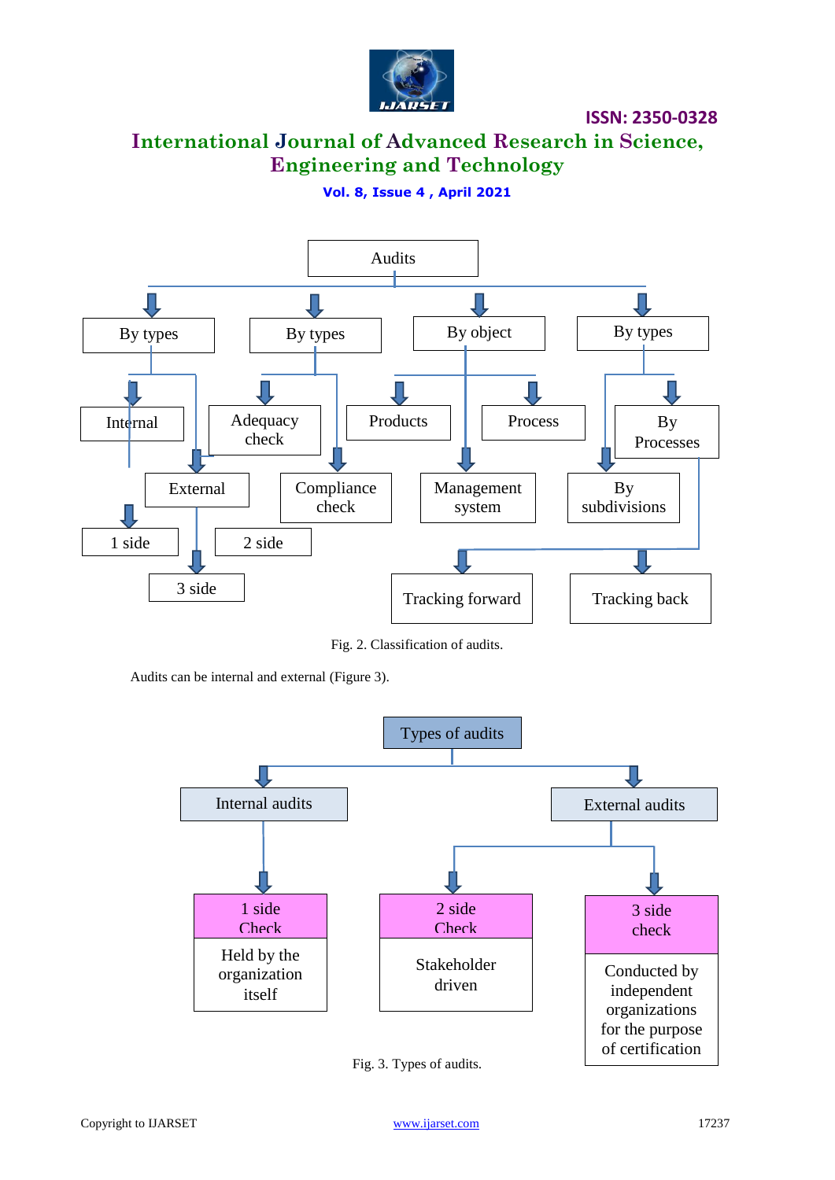Audits

By types | By types | By object | By types

Internal | Adequacy check | Products | Process | By Processes

External | Compliance check | Management system | By subdivisions

1 side | 2 side | 3 side

Tracking forward | Tracking back

Fig. 2. Classification of audits.

Audits can be internal and external (Figure 3).

Types of audits

Internal audits | External audits

| 1 side Check | 2 side Check | 3 side check |
|---|---|---|
| Held by the organization itself | Stakeholder driven | Conducted by independent organizations for the purpose of certification |

Fig. 3. Types of audits.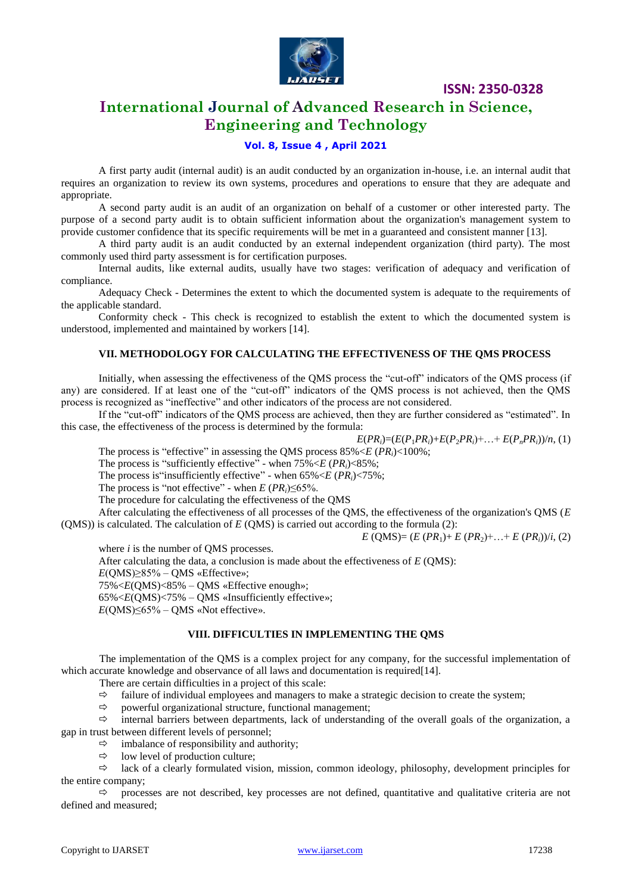A first party audit (internal audit) is an audit conducted by an organization in-house, i.e. an internal audit that requires an organization to review its own systems, procedures and operations to ensure that they are adequate and appropriate.

A second party audit is an audit of an organization on behalf of a customer or other interested party. The purpose of a second party audit is to obtain sufficient information about the organization's management system to provide customer confidence that its specific requirements will be met in a guaranteed and consistent manner [13].

A third party audit is an audit conducted by an external independent organization (third party). The most commonly used third party assessment is for certification purposes.

Internal audits, like external audits, usually have two stages: verification of adequacy and verification of compliance.

Adequacy Check - Determines the extent to which the documented system is adequate to the requirements of the applicable standard.

Conformity check - This check is recognized to establish the extent to which the documented system is understood, implemented and maintained by workers [14].

## VII. METHODOLOGY FOR CALCULATING THE EFFECTIVENESS OF THE QMS PROCESS

Initially, when assessing the effectiveness of the QMS process the "cut-off" indicators of the QMS process (if any) are considered. If at least one of the "cut-off" indicators of the QMS process is not achieved, then the QMS process is recognized as "ineffective" and other indicators of the process are not considered.

If the "cut-off" indicators of the QMS process are achieved, then they are further considered as "estimated". In this case, the effectiveness of the process is determined by the formula:

$$E(PR_i)=(E(P_1PR_i)+E(P_2PR_i)+\ldots+E(P_nPR_i))/n, \quad (1)$$

The process is "effective" in assessing the QMS process $85\%<E\,(PR_i)<100\%$;

The process is "sufficiently effective" - when $75\%<E\,(PR_i)<85\%$;

The process is"insufficiently effective" - when $65\%<E\,(PR_i)<75\%$;

The process is "not effective" - when $E\,(PR_i)\leq 65\%$.

The procedure for calculating the effectiveness of the QMS

After calculating the effectiveness of all processes of the QMS, the effectiveness of the organization's QMS ($E$ (QMS)) is calculated. The calculation of $E$ (QMS) is carried out according to the formula (2):

$$E\,(\text{QMS})=(E\,(PR_1)+E\,(PR_2)+\ldots+E\,(PR_i))/i, \quad (2)$$

where $i$ is the number of QMS processes.

After calculating the data, a conclusion is made about the effectiveness of $E$ (QMS):

$E(\text{QMS})\geq 85\%$ – QMS «Effective»;

$75\%<E(\text{QMS})<85\%$ – QMS «Effective enough»;

$65\%<E(\text{QMS})<75\%$ – QMS «Insufficiently effective»;

$E(\text{QMS})\leq 65\%$ – QMS «Not effective».

## VIII. DIFFICULTIES IN IMPLEMENTING THE QMS

The implementation of the QMS is a complex project for any company, for the successful implementation of which accurate knowledge and observance of all laws and documentation is required[14].

There are certain difficulties in a project of this scale:

- failure of individual employees and managers to make a strategic decision to create the system;
- powerful organizational structure, functional management;
- internal barriers between departments, lack of understanding of the overall goals of the organization, a gap in trust between different levels of personnel;
- imbalance of responsibility and authority;
- low level of production culture;
- lack of a clearly formulated vision, mission, common ideology, philosophy, development principles for the entire company;
- processes are not described, key processes are not defined, quantitative and qualitative criteria are not defined and measured;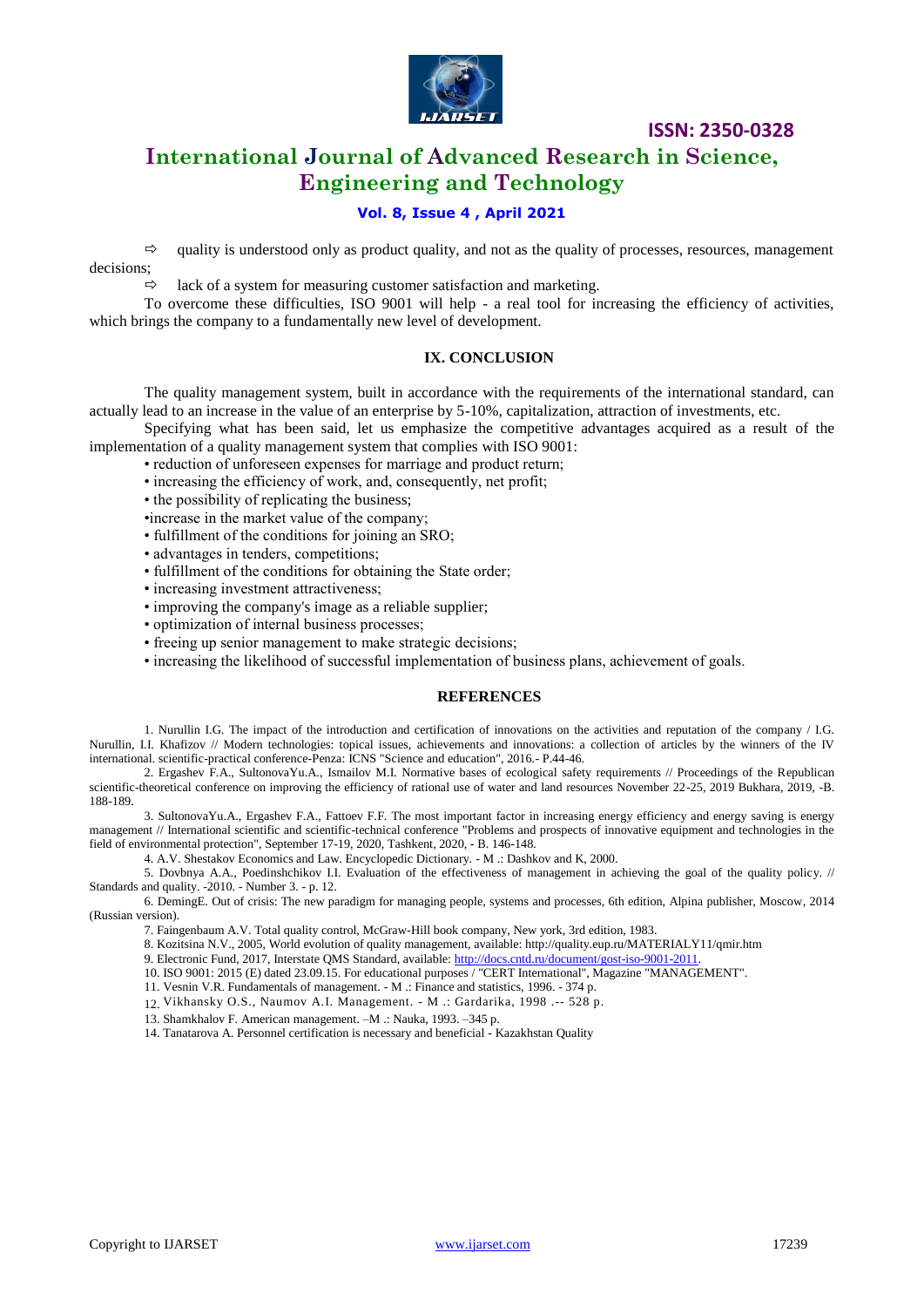- ⇨ quality is understood only as product quality, and not as the quality of processes, resources, management decisions;
- ⇨ lack of a system for measuring customer satisfaction and marketing.

To overcome these difficulties, ISO 9001 will help - a real tool for increasing the efficiency of activities, which brings the company to a fundamentally new level of development.

## IX. CONCLUSION

The quality management system, built in accordance with the requirements of the international standard, can actually lead to an increase in the value of an enterprise by 5-10%, capitalization, attraction of investments, etc.

Specifying what has been said, let us emphasize the competitive advantages acquired as a result of the implementation of a quality management system that complies with ISO 9001:

- reduction of unforeseen expenses for marriage and product return;
- increasing the efficiency of work, and, consequently, net profit;
- the possibility of replicating the business;
- increase in the market value of the company;
- fulfillment of the conditions for joining an SRO;
- advantages in tenders, competitions;
- fulfillment of the conditions for obtaining the State order;
- increasing investment attractiveness;
- improving the company's image as a reliable supplier;
- optimization of internal business processes;
- freeing up senior management to make strategic decisions;
- increasing the likelihood of successful implementation of business plans, achievement of goals.

## REFERENCES

1. Nurullin I.G. The impact of the introduction and certification of innovations on the activities and reputation of the company / I.G. Nurullin, I.I. Khafizov // Modern technologies: topical issues, achievements and innovations: a collection of articles by the winners of the IV international. scientific-practical conference-Penza: ICNS "Science and education", 2016.- P.44-46.
2. Ergashev F.A., SultonovaYu.A., Ismailov M.I. Normative bases of ecological safety requirements // Proceedings of the Republican scientific-theoretical conference on improving the efficiency of rational use of water and land resources November 22-25, 2019 Bukhara, 2019, -B. 188-189.
3. SultonovaYu.A., Ergashev F.A., Fattoev F.F. The most important factor in increasing energy efficiency and energy saving is energy management // International scientific and scientific-technical conference "Problems and prospects of innovative equipment and technologies in the field of environmental protection", September 17-19, 2020, Tashkent, 2020, - B. 146-148.
4. A.V. Shestakov Economics and Law. Encyclopedic Dictionary. - M .: Dashkov and K, 2000.
5. Dovbnya A.A., Poedinshchikov I.I. Evaluation of the effectiveness of management in achieving the goal of the quality policy. // Standards and quality. -2010. - Number 3. - p. 12.
6. DemingE. Out of crisis: The new paradigm for managing people, systems and processes, 6th edition, Alpina publisher, Moscow, 2014 (Russian version).
7. Faingenbaum A.V. Total quality control, McGraw-Hill book company, New york, 3rd edition, 1983.
8. Kozitsina N.V., 2005, World evolution of quality management, available: http://quality.eup.ru/MATERIALY11/qmir.htm
9. Electronic Fund, 2017, Interstate QMS Standard, available: http://docs.cntd.ru/document/gost-iso-9001-2011.
10. ISO 9001: 2015 (E) dated 23.09.15. For educational purposes / "CERT International", Magazine "MANAGEMENT".
11. Vesnin V.R. Fundamentals of management. - M .: Finance and statistics, 1996. - 374 p.
12. Vikhansky O.S., Naumov A.I. Management. - M .: Gardarika, 1998 .-- 528 p.
13. Shamkhalov F. American management. –M .: Nauka, 1993. –345 p.
14. Tanatarova A. Personnel certification is necessary and beneficial - Kazakhstan Quality